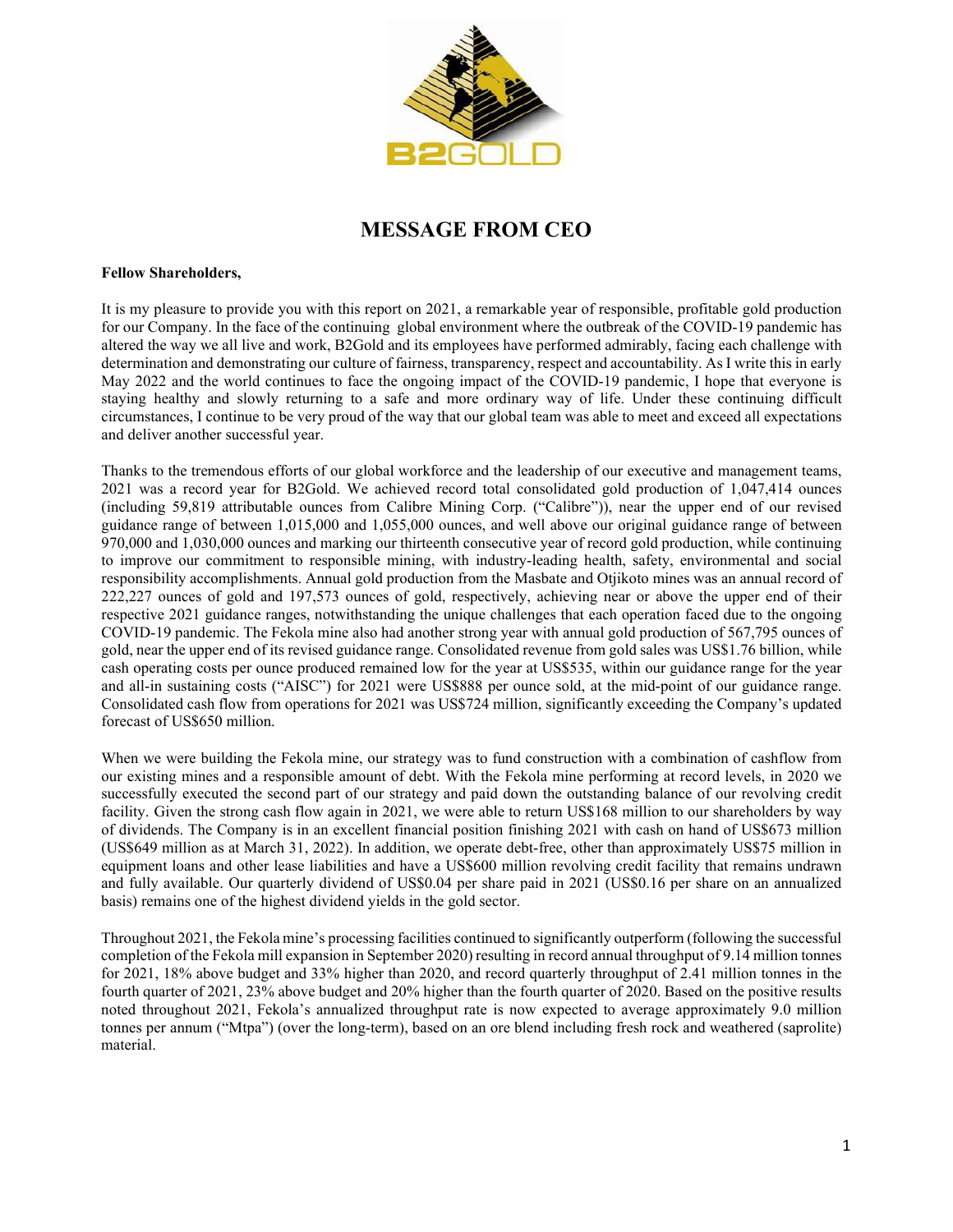# MESSAGE FROM CEO

**Fellow Shareholders,**

It is my pleasure to provide you with this report on 2021, a remarkable year of responsible, profitable gold production for our Company. In the face of the continuing global environment where the outbreak of the COVID-19 pandemic has altered the way we all live and work, B2Gold and its employees have performed admirably, facing each challenge with determination and demonstrating our culture of fairness, transparency, respect and accountability. As I write this in early May 2022 and the world continues to face the ongoing impact of the COVID-19 pandemic, I hope that everyone is staying healthy and slowly returning to a safe and more ordinary way of life. Under these continuing difficult circumstances, I continue to be very proud of the way that our global team was able to meet and exceed all expectations and deliver another successful year.

Thanks to the tremendous efforts of our global workforce and the leadership of our executive and management teams, 2021 was a record year for B2Gold. We achieved record total consolidated gold production of 1,047,414 ounces (including 59,819 attributable ounces from Calibre Mining Corp. ("Calibre")), near the upper end of our revised guidance range of between 1,015,000 and 1,055,000 ounces, and well above our original guidance range of between 970,000 and 1,030,000 ounces and marking our thirteenth consecutive year of record gold production, while continuing to improve our commitment to responsible mining, with industry-leading health, safety, environmental and social responsibility accomplishments. Annual gold production from the Masbate and Otjikoto mines was an annual record of 222,227 ounces of gold and 197,573 ounces of gold, respectively, achieving near or above the upper end of their respective 2021 guidance ranges, notwithstanding the unique challenges that each operation faced due to the ongoing COVID-19 pandemic. The Fekola mine also had another strong year with annual gold production of 567,795 ounces of gold, near the upper end of its revised guidance range. Consolidated revenue from gold sales was US$1.76 billion, while cash operating costs per ounce produced remained low for the year at US$535, within our guidance range for the year and all-in sustaining costs ("AISC") for 2021 were US$888 per ounce sold, at the mid-point of our guidance range. Consolidated cash flow from operations for 2021 was US$724 million, significantly exceeding the Company's updated forecast of US$650 million.

When we were building the Fekola mine, our strategy was to fund construction with a combination of cashflow from our existing mines and a responsible amount of debt. With the Fekola mine performing at record levels, in 2020 we successfully executed the second part of our strategy and paid down the outstanding balance of our revolving credit facility. Given the strong cash flow again in 2021, we were able to return US$168 million to our shareholders by way of dividends. The Company is in an excellent financial position finishing 2021 with cash on hand of US$673 million (US$649 million as at March 31, 2022). In addition, we operate debt-free, other than approximately US$75 million in equipment loans and other lease liabilities and have a US$600 million revolving credit facility that remains undrawn and fully available. Our quarterly dividend of US$0.04 per share paid in 2021 (US$0.16 per share on an annualized basis) remains one of the highest dividend yields in the gold sector.

Throughout 2021, the Fekola mine's processing facilities continued to significantly outperform (following the successful completion of the Fekola mill expansion in September 2020) resulting in record annual throughput of 9.14 million tonnes for 2021, 18% above budget and 33% higher than 2020, and record quarterly throughput of 2.41 million tonnes in the fourth quarter of 2021, 23% above budget and 20% higher than the fourth quarter of 2020. Based on the positive results noted throughout 2021, Fekola's annualized throughput rate is now expected to average approximately 9.0 million tonnes per annum ("Mtpa") (over the long-term), based on an ore blend including fresh rock and weathered (saprolite) material.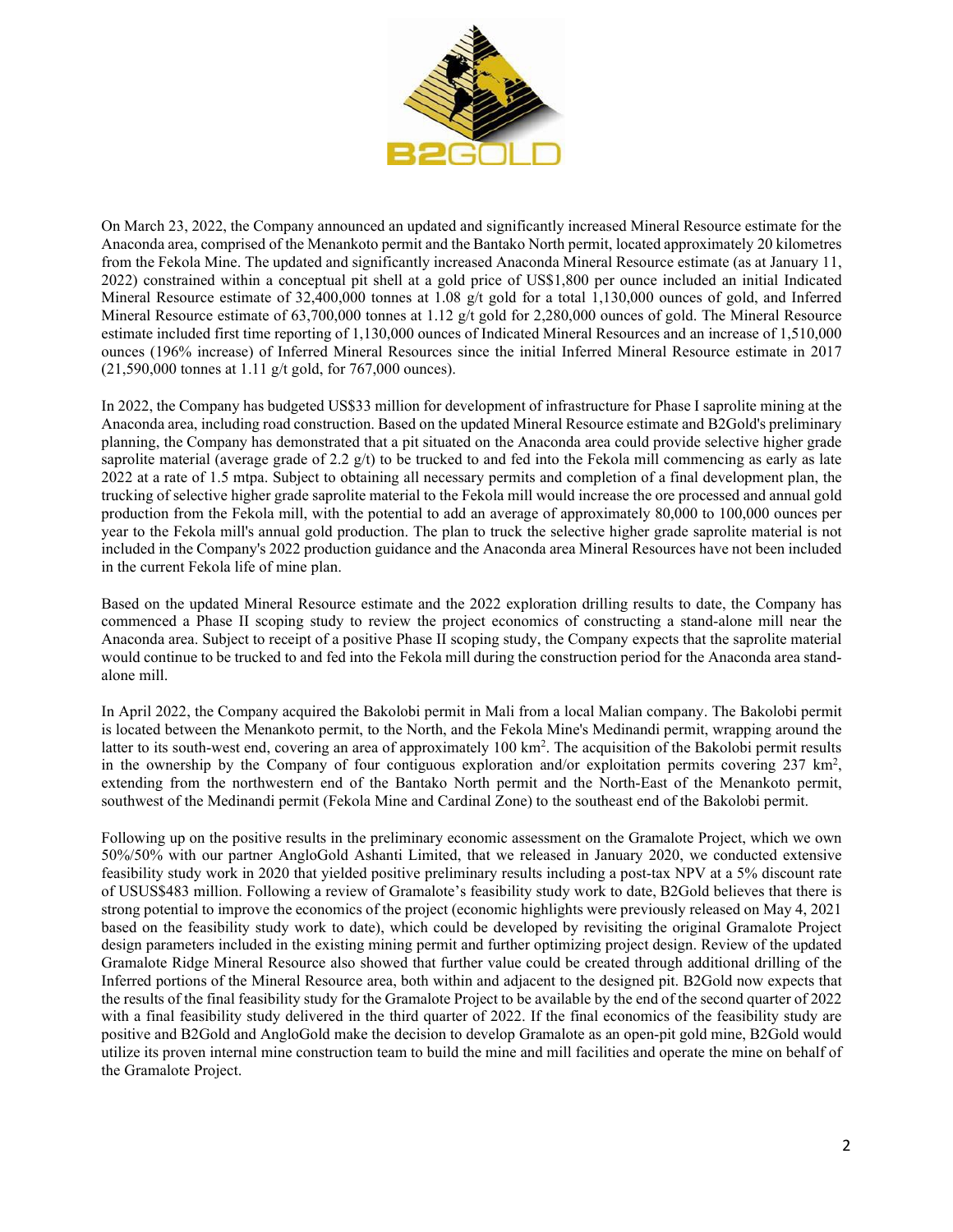On March 23, 2022, the Company announced an updated and significantly increased Mineral Resource estimate for the Anaconda area, comprised of the Menankoto permit and the Bantako North permit, located approximately 20 kilometres from the Fekola Mine. The updated and significantly increased Anaconda Mineral Resource estimate (as at January 11, 2022) constrained within a conceptual pit shell at a gold price of US$1,800 per ounce included an initial Indicated Mineral Resource estimate of 32,400,000 tonnes at 1.08 g/t gold for a total 1,130,000 ounces of gold, and Inferred Mineral Resource estimate of 63,700,000 tonnes at 1.12 g/t gold for 2,280,000 ounces of gold. The Mineral Resource estimate included first time reporting of 1,130,000 ounces of Indicated Mineral Resources and an increase of 1,510,000 ounces (196% increase) of Inferred Mineral Resources since the initial Inferred Mineral Resource estimate in 2017 (21,590,000 tonnes at 1.11 g/t gold, for 767,000 ounces).

In 2022, the Company has budgeted US$33 million for development of infrastructure for Phase I saprolite mining at the Anaconda area, including road construction. Based on the updated Mineral Resource estimate and B2Gold's preliminary planning, the Company has demonstrated that a pit situated on the Anaconda area could provide selective higher grade saprolite material (average grade of 2.2 g/t) to be trucked to and fed into the Fekola mill commencing as early as late 2022 at a rate of 1.5 mtpa. Subject to obtaining all necessary permits and completion of a final development plan, the trucking of selective higher grade saprolite material to the Fekola mill would increase the ore processed and annual gold production from the Fekola mill, with the potential to add an average of approximately 80,000 to 100,000 ounces per year to the Fekola mill's annual gold production. The plan to truck the selective higher grade saprolite material is not included in the Company's 2022 production guidance and the Anaconda area Mineral Resources have not been included in the current Fekola life of mine plan.

Based on the updated Mineral Resource estimate and the 2022 exploration drilling results to date, the Company has commenced a Phase II scoping study to review the project economics of constructing a stand-alone mill near the Anaconda area. Subject to receipt of a positive Phase II scoping study, the Company expects that the saprolite material would continue to be trucked to and fed into the Fekola mill during the construction period for the Anaconda area stand-alone mill.

In April 2022, the Company acquired the Bakolobi permit in Mali from a local Malian company. The Bakolobi permit is located between the Menankoto permit, to the North, and the Fekola Mine's Medinandi permit, wrapping around the latter to its south-west end, covering an area of approximately 100 km$^2$. The acquisition of the Bakolobi permit results in the ownership by the Company of four contiguous exploration and/or exploitation permits covering 237 km$^2$, extending from the northwestern end of the Bantako North permit and the North-East of the Menankoto permit, southwest of the Medinandi permit (Fekola Mine and Cardinal Zone) to the southeast end of the Bakolobi permit.

Following up on the positive results in the preliminary economic assessment on the Gramalote Project, which we own 50%/50% with our partner AngloGold Ashanti Limited, that we released in January 2020, we conducted extensive feasibility study work in 2020 that yielded positive preliminary results including a post-tax NPV at a 5% discount rate of USUS$483 million. Following a review of Gramalote's feasibility study work to date, B2Gold believes that there is strong potential to improve the economics of the project (economic highlights were previously released on May 4, 2021 based on the feasibility study work to date), which could be developed by revisiting the original Gramalote Project design parameters included in the existing mining permit and further optimizing project design. Review of the updated Gramalote Ridge Mineral Resource also showed that further value could be created through additional drilling of the Inferred portions of the Mineral Resource area, both within and adjacent to the designed pit. B2Gold now expects that the results of the final feasibility study for the Gramalote Project to be available by the end of the second quarter of 2022 with a final feasibility study delivered in the third quarter of 2022. If the final economics of the feasibility study are positive and B2Gold and AngloGold make the decision to develop Gramalote as an open-pit gold mine, B2Gold would utilize its proven internal mine construction team to build the mine and mill facilities and operate the mine on behalf of the Gramalote Project.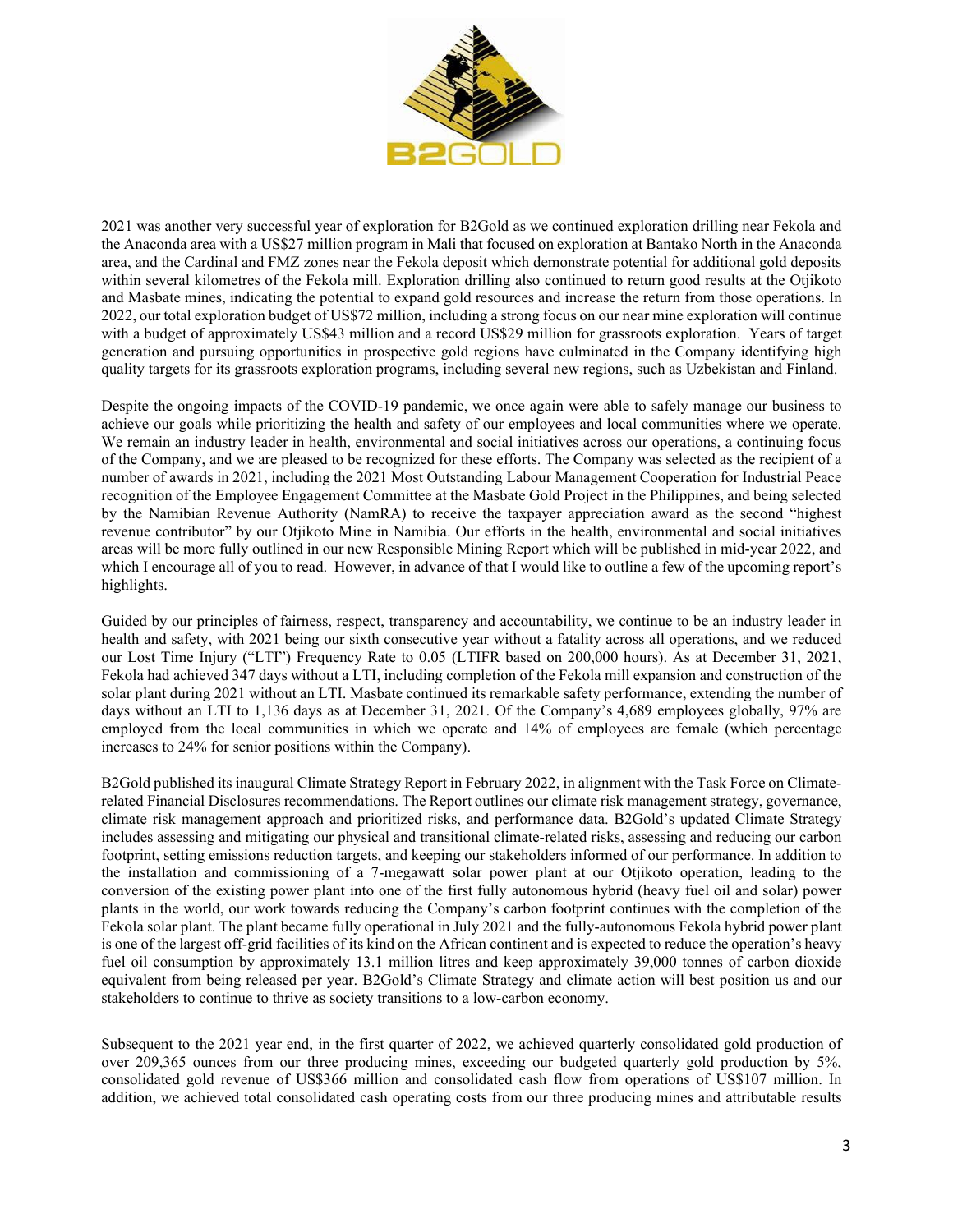2021 was another very successful year of exploration for B2Gold as we continued exploration drilling near Fekola and the Anaconda area with a US$27 million program in Mali that focused on exploration at Bantako North in the Anaconda area, and the Cardinal and FMZ zones near the Fekola deposit which demonstrate potential for additional gold deposits within several kilometres of the Fekola mill. Exploration drilling also continued to return good results at the Otjikoto and Masbate mines, indicating the potential to expand gold resources and increase the return from those operations. In 2022, our total exploration budget of US$72 million, including a strong focus on our near mine exploration will continue with a budget of approximately US$43 million and a record US$29 million for grassroots exploration. Years of target generation and pursuing opportunities in prospective gold regions have culminated in the Company identifying high quality targets for its grassroots exploration programs, including several new regions, such as Uzbekistan and Finland.

Despite the ongoing impacts of the COVID-19 pandemic, we once again were able to safely manage our business to achieve our goals while prioritizing the health and safety of our employees and local communities where we operate. We remain an industry leader in health, environmental and social initiatives across our operations, a continuing focus of the Company, and we are pleased to be recognized for these efforts. The Company was selected as the recipient of a number of awards in 2021, including the 2021 Most Outstanding Labour Management Cooperation for Industrial Peace recognition of the Employee Engagement Committee at the Masbate Gold Project in the Philippines, and being selected by the Namibian Revenue Authority (NamRA) to receive the taxpayer appreciation award as the second "highest revenue contributor" by our Otjikoto Mine in Namibia. Our efforts in the health, environmental and social initiatives areas will be more fully outlined in our new Responsible Mining Report which will be published in mid-year 2022, and which I encourage all of you to read. However, in advance of that I would like to outline a few of the upcoming report's highlights.

Guided by our principles of fairness, respect, transparency and accountability, we continue to be an industry leader in health and safety, with 2021 being our sixth consecutive year without a fatality across all operations, and we reduced our Lost Time Injury ("LTI") Frequency Rate to 0.05 (LTIFR based on 200,000 hours). As at December 31, 2021, Fekola had achieved 347 days without a LTI, including completion of the Fekola mill expansion and construction of the solar plant during 2021 without an LTI. Masbate continued its remarkable safety performance, extending the number of days without an LTI to 1,136 days as at December 31, 2021. Of the Company's 4,689 employees globally, 97% are employed from the local communities in which we operate and 14% of employees are female (which percentage increases to 24% for senior positions within the Company).

B2Gold published its inaugural Climate Strategy Report in February 2022, in alignment with the Task Force on Climate-related Financial Disclosures recommendations. The Report outlines our climate risk management strategy, governance, climate risk management approach and prioritized risks, and performance data. B2Gold's updated Climate Strategy includes assessing and mitigating our physical and transitional climate-related risks, assessing and reducing our carbon footprint, setting emissions reduction targets, and keeping our stakeholders informed of our performance. In addition to the installation and commissioning of a 7-megawatt solar power plant at our Otjikoto operation, leading to the conversion of the existing power plant into one of the first fully autonomous hybrid (heavy fuel oil and solar) power plants in the world, our work towards reducing the Company's carbon footprint continues with the completion of the Fekola solar plant. The plant became fully operational in July 2021 and the fully-autonomous Fekola hybrid power plant is one of the largest off-grid facilities of its kind on the African continent and is expected to reduce the operation's heavy fuel oil consumption by approximately 13.1 million litres and keep approximately 39,000 tonnes of carbon dioxide equivalent from being released per year. B2Gold's Climate Strategy and climate action will best position us and our stakeholders to continue to thrive as society transitions to a low-carbon economy.

Subsequent to the 2021 year end, in the first quarter of 2022, we achieved quarterly consolidated gold production of over 209,365 ounces from our three producing mines, exceeding our budgeted quarterly gold production by 5%, consolidated gold revenue of US$366 million and consolidated cash flow from operations of US$107 million. In addition, we achieved total consolidated cash operating costs from our three producing mines and attributable results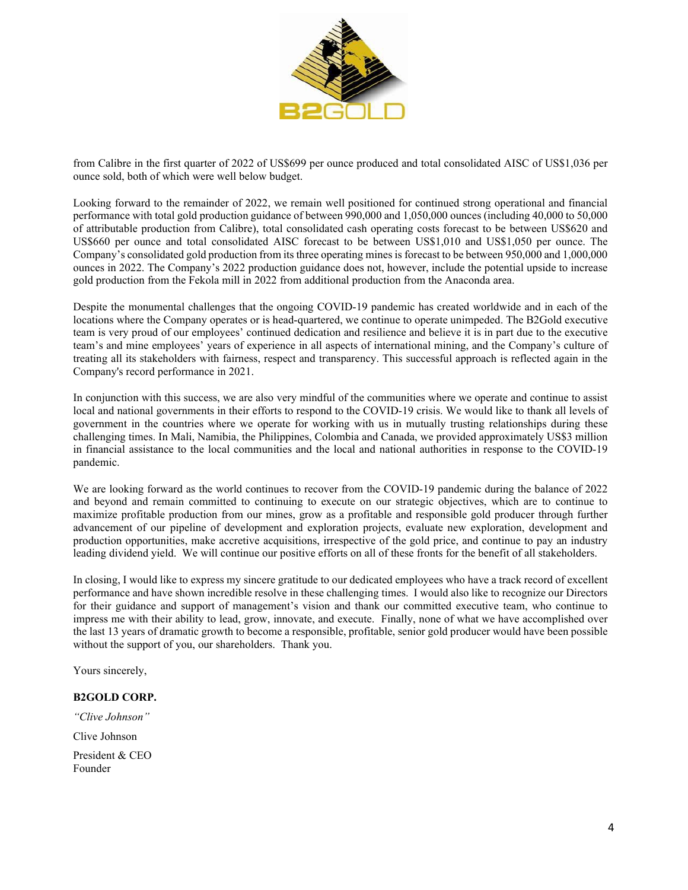from Calibre in the first quarter of 2022 of US$699 per ounce produced and total consolidated AISC of US$1,036 per ounce sold, both of which were well below budget.

Looking forward to the remainder of 2022, we remain well positioned for continued strong operational and financial performance with total gold production guidance of between 990,000 and 1,050,000 ounces (including 40,000 to 50,000 of attributable production from Calibre), total consolidated cash operating costs forecast to be between US$620 and US$660 per ounce and total consolidated AISC forecast to be between US$1,010 and US$1,050 per ounce. The Company's consolidated gold production from its three operating mines is forecast to be between 950,000 and 1,000,000 ounces in 2022. The Company's 2022 production guidance does not, however, include the potential upside to increase gold production from the Fekola mill in 2022 from additional production from the Anaconda area.

Despite the monumental challenges that the ongoing COVID-19 pandemic has created worldwide and in each of the locations where the Company operates or is head-quartered, we continue to operate unimpeded. The B2Gold executive team is very proud of our employees' continued dedication and resilience and believe it is in part due to the executive team's and mine employees' years of experience in all aspects of international mining, and the Company's culture of treating all its stakeholders with fairness, respect and transparency. This successful approach is reflected again in the Company's record performance in 2021.

In conjunction with this success, we are also very mindful of the communities where we operate and continue to assist local and national governments in their efforts to respond to the COVID-19 crisis. We would like to thank all levels of government in the countries where we operate for working with us in mutually trusting relationships during these challenging times. In Mali, Namibia, the Philippines, Colombia and Canada, we provided approximately US$3 million in financial assistance to the local communities and the local and national authorities in response to the COVID-19 pandemic.

We are looking forward as the world continues to recover from the COVID-19 pandemic during the balance of 2022 and beyond and remain committed to continuing to execute on our strategic objectives, which are to continue to maximize profitable production from our mines, grow as a profitable and responsible gold producer through further advancement of our pipeline of development and exploration projects, evaluate new exploration, development and production opportunities, make accretive acquisitions, irrespective of the gold price, and continue to pay an industry leading dividend yield. We will continue our positive efforts on all of these fronts for the benefit of all stakeholders.

In closing, I would like to express my sincere gratitude to our dedicated employees who have a track record of excellent performance and have shown incredible resolve in these challenging times. I would also like to recognize our Directors for their guidance and support of management's vision and thank our committed executive team, who continue to impress me with their ability to lead, grow, innovate, and execute. Finally, none of what we have accomplished over the last 13 years of dramatic growth to become a responsible, profitable, senior gold producer would have been possible without the support of you, our shareholders. Thank you.

Yours sincerely,

**B2GOLD CORP.**

*"Clive Johnson"*

Clive Johnson

President & CEO
Founder